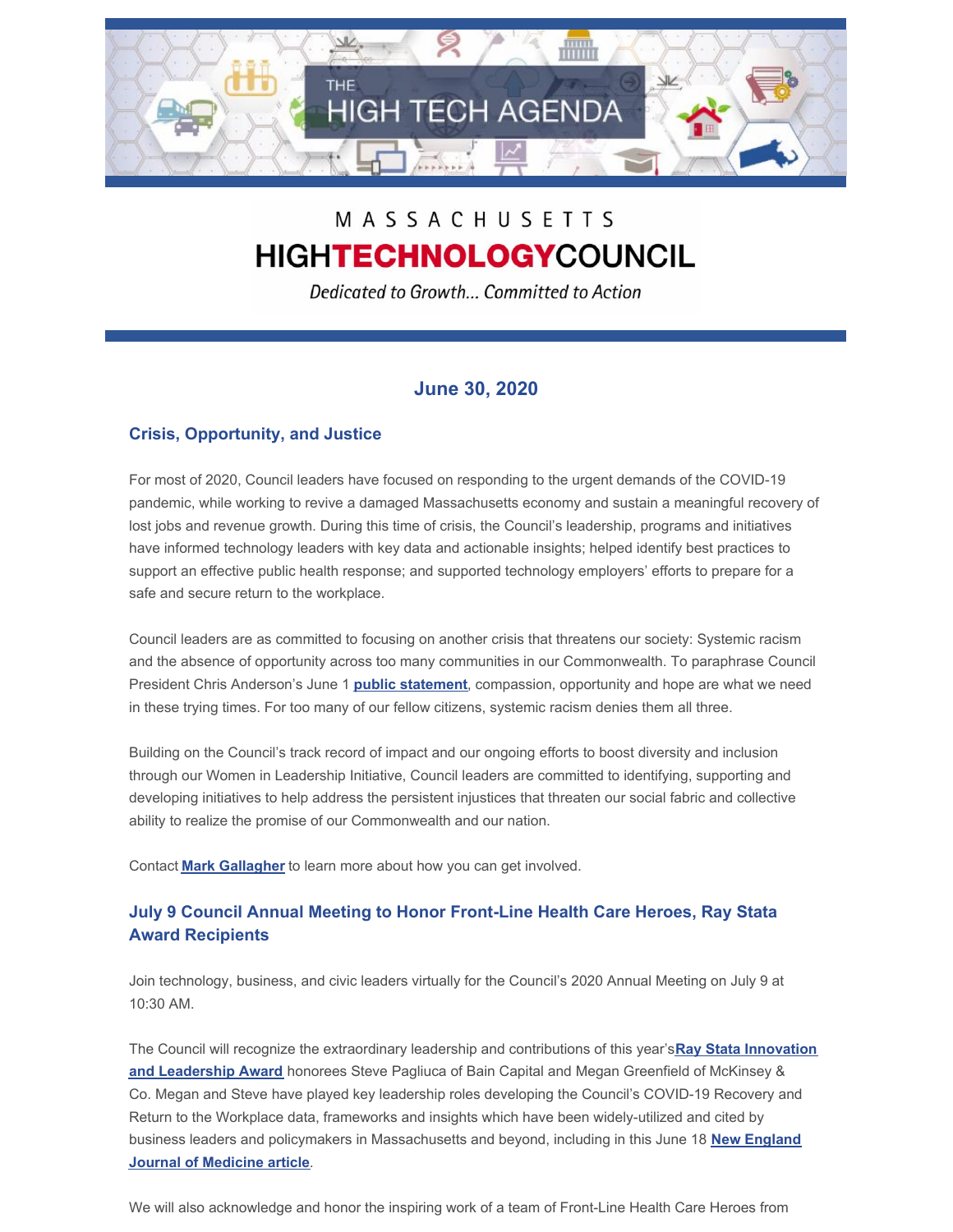# THE HIGH TECH AGENDA

MASSACHUSETTS HIGHTECHNOLOGYCOUNCIL

*Dedicated to Growth... Committed to Action*

## June 30, 2020

### Crisis, Opportunity, and Justice

For most of 2020, Council leaders have focused on responding to the urgent demands of the COVID-19 pandemic, while working to revive a damaged Massachusetts economy and sustain a meaningful recovery of lost jobs and revenue growth. During this time of crisis, the Council's leadership, programs and initiatives have informed technology leaders with key data and actionable insights; helped identify best practices to support an effective public health response; and supported technology employers' efforts to prepare for a safe and secure return to the workplace.

Council leaders are as committed to focusing on another crisis that threatens our society: Systemic racism and the absence of opportunity across too many communities in our Commonwealth. To paraphrase Council President Chris Anderson's June 1 **public statement**, compassion, opportunity and hope are what we need in these trying times. For too many of our fellow citizens, systemic racism denies them all three.

Building on the Council's track record of impact and our ongoing efforts to boost diversity and inclusion through our Women in Leadership Initiative, Council leaders are committed to identifying, supporting and developing initiatives to help address the persistent injustices that threaten our social fabric and collective ability to realize the promise of our Commonwealth and our nation.

Contact **Mark Gallagher** to learn more about how you can get involved.

### July 9 Council Annual Meeting to Honor Front-Line Health Care Heroes, Ray Stata Award Recipients

Join technology, business, and civic leaders virtually for the Council's 2020 Annual Meeting on July 9 at 10:30 AM.

The Council will recognize the extraordinary leadership and contributions of this year's **Ray Stata Innovation and Leadership Award** honorees Steve Pagliuca of Bain Capital and Megan Greenfield of McKinsey & Co. Megan and Steve have played key leadership roles developing the Council's COVID-19 Recovery and Return to the Workplace data, frameworks and insights which have been widely-utilized and cited by business leaders and policymakers in Massachusetts and beyond, including in this June 18 **New England Journal of Medicine article**.

We will also acknowledge and honor the inspiring work of a team of Front-Line Health Care Heroes from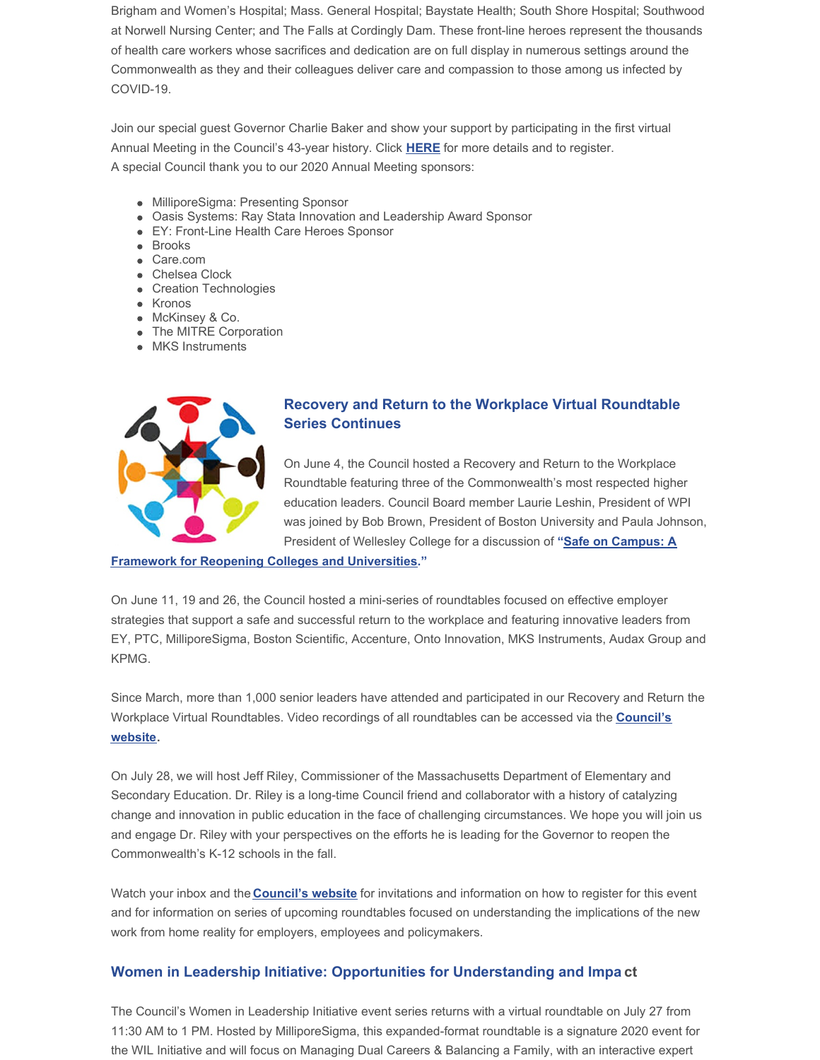Brigham and Women's Hospital; Mass. General Hospital; Baystate Health; South Shore Hospital; Southwood at Norwell Nursing Center; and The Falls at Cordingly Dam. These front-line heroes represent the thousands of health care workers whose sacrifices and dedication are on full display in numerous settings around the Commonwealth as they and their colleagues deliver care and compassion to those among us infected by COVID-19.

Join our special guest Governor Charlie Baker and show your support by participating in the first virtual Annual Meeting in the Council's 43-year history. Click **HERE** for more details and to register.
A special Council thank you to our 2020 Annual Meeting sponsors:

- MilliporeSigma: Presenting Sponsor
- Oasis Systems: Ray Stata Innovation and Leadership Award Sponsor
- EY: Front-Line Health Care Heroes Sponsor
- Brooks
- Care.com
- Chelsea Clock
- Creation Technologies
- Kronos
- McKinsey & Co.
- The MITRE Corporation
- MKS Instruments

## Recovery and Return to the Workplace Virtual Roundtable Series Continues

On June 4, the Council hosted a Recovery and Return to the Workplace Roundtable featuring three of the Commonwealth's most respected higher education leaders. Council Board member Laurie Leshin, President of WPI was joined by Bob Brown, President of Boston University and Paula Johnson, President of Wellesley College for a discussion of **"Safe on Campus: A Framework for Reopening Colleges and Universities."**

On June 11, 19 and 26, the Council hosted a mini-series of roundtables focused on effective employer strategies that support a safe and successful return to the workplace and featuring innovative leaders from EY, PTC, MilliporeSigma, Boston Scientific, Accenture, Onto Innovation, MKS Instruments, Audax Group and KPMG.

Since March, more than 1,000 senior leaders have attended and participated in our Recovery and Return the Workplace Virtual Roundtables. Video recordings of all roundtables can be accessed via the **Council's website.**

On July 28, we will host Jeff Riley, Commissioner of the Massachusetts Department of Elementary and Secondary Education. Dr. Riley is a long-time Council friend and collaborator with a history of catalyzing change and innovation in public education in the face of challenging circumstances. We hope you will join us and engage Dr. Riley with your perspectives on the efforts he is leading for the Governor to reopen the Commonwealth's K-12 schools in the fall.

Watch your inbox and the **Council's website** for invitations and information on how to register for this event and for information on series of upcoming roundtables focused on understanding the implications of the new work from home reality for employers, employees and policymakers.

## Women in Leadership Initiative: Opportunities for Understanding and Impact

The Council's Women in Leadership Initiative event series returns with a virtual roundtable on July 27 from 11:30 AM to 1 PM. Hosted by MilliporeSigma, this expanded-format roundtable is a signature 2020 event for the WIL Initiative and will focus on Managing Dual Careers & Balancing a Family, with an interactive expert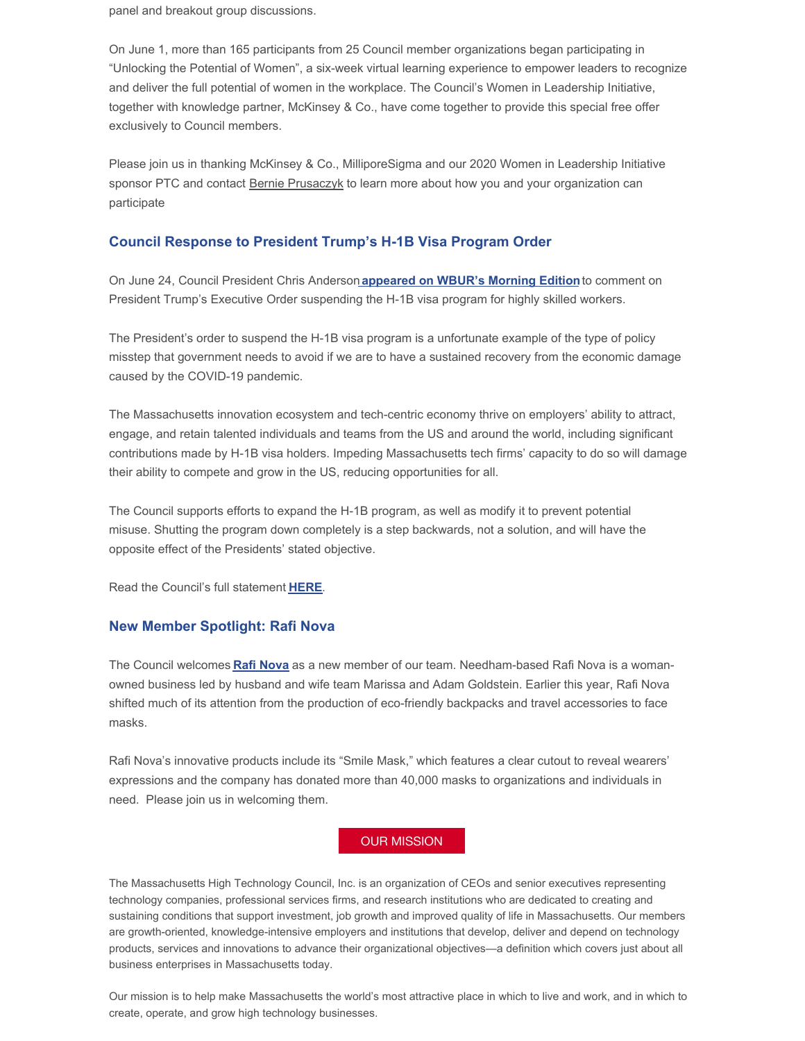panel and breakout group discussions.

On June 1, more than 165 participants from 25 Council member organizations began participating in "Unlocking the Potential of Women", a six-week virtual learning experience to empower leaders to recognize and deliver the full potential of women in the workplace. The Council's Women in Leadership Initiative, together with knowledge partner, McKinsey & Co., have come together to provide this special free offer exclusively to Council members.

Please join us in thanking McKinsey & Co., MilliporeSigma and our 2020 Women in Leadership Initiative sponsor PTC and contact Bernie Prusaczyk to learn more about how you and your organization can participate

### Council Response to President Trump's H-1B Visa Program Order

On June 24, Council President Chris Anderson **appeared on WBUR's Morning Edition** to comment on President Trump's Executive Order suspending the H-1B visa program for highly skilled workers.

The President's order to suspend the H-1B visa program is a unfortunate example of the type of policy misstep that government needs to avoid if we are to have a sustained recovery from the economic damage caused by the COVID-19 pandemic.

The Massachusetts innovation ecosystem and tech-centric economy thrive on employers' ability to attract, engage, and retain talented individuals and teams from the US and around the world, including significant contributions made by H-1B visa holders. Impeding Massachusetts tech firms' capacity to do so will damage their ability to compete and grow in the US, reducing opportunities for all.

The Council supports efforts to expand the H-1B program, as well as modify it to prevent potential misuse. Shutting the program down completely is a step backwards, not a solution, and will have the opposite effect of the Presidents' stated objective.

Read the Council's full statement **HERE**.

### New Member Spotlight: Rafi Nova

The Council welcomes **Rafi Nova** as a new member of our team. Needham-based Rafi Nova is a woman-owned business led by husband and wife team Marissa and Adam Goldstein. Earlier this year, Rafi Nova shifted much of its attention from the production of eco-friendly backpacks and travel accessories to face masks.

Rafi Nova's innovative products include its "Smile Mask," which features a clear cutout to reveal wearers' expressions and the company has donated more than 40,000 masks to organizations and individuals in need. Please join us in welcoming them.

OUR MISSION

The Massachusetts High Technology Council, Inc. is an organization of CEOs and senior executives representing technology companies, professional services firms, and research institutions who are dedicated to creating and sustaining conditions that support investment, job growth and improved quality of life in Massachusetts. Our members are growth-oriented, knowledge-intensive employers and institutions that develop, deliver and depend on technology products, services and innovations to advance their organizational objectives—a definition which covers just about all business enterprises in Massachusetts today.

Our mission is to help make Massachusetts the world's most attractive place in which to live and work, and in which to create, operate, and grow high technology businesses.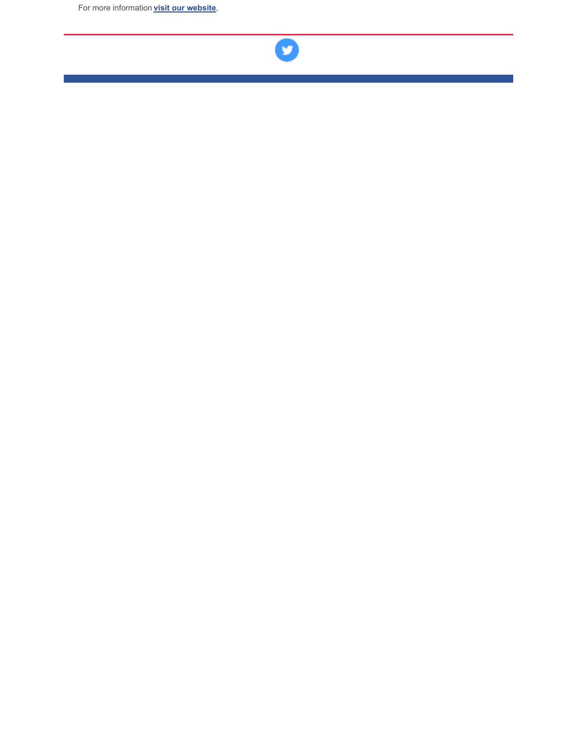For more information **visit our website**.